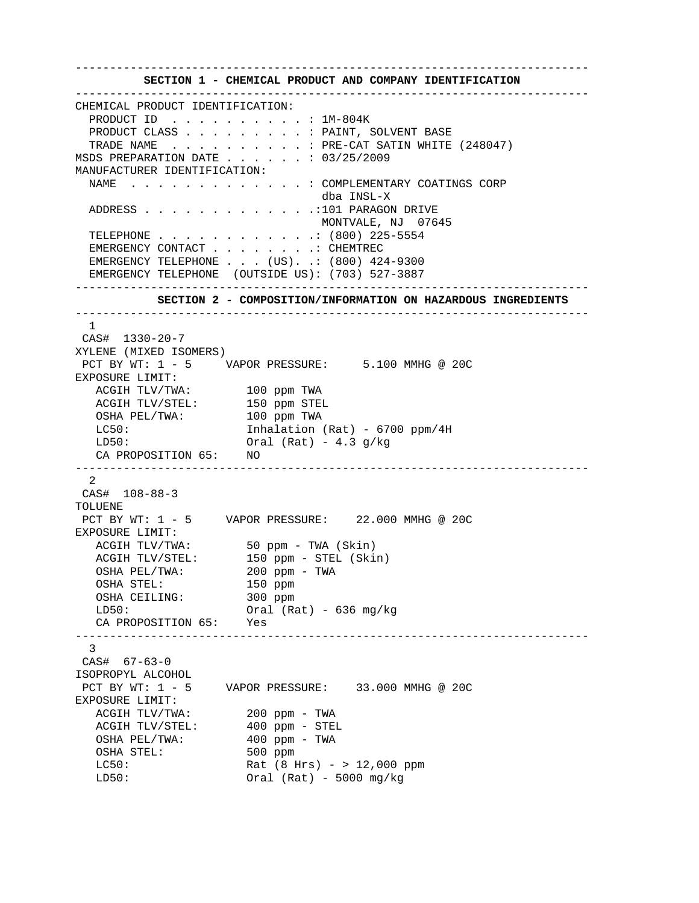## SECTION 1 - CHEMICAL PRODUCT AND COMPANY IDENTIFICATION

CHEMICAL PRODUCT IDENTIFICATION:

- PRODUCT ID . . . . . . . . . . : 1M-804K
- PRODUCT CLASS . . . . . . . . . : PAINT, SOLVENT BASE
- TRADE NAME . . . . . . . . . . : PRE-CAT SATIN WHITE (248047)

MSDS PREPARATION DATE . . . . . . : 03/25/2009

MANUFACTURER IDENTIFICATION:

- NAME . . . . . . . . . . . . . : COMPLEMENTARY COATINGS CORP dba INSL-X
- ADDRESS . . . . . . . . . . . .:101 PARAGON DRIVE MONTVALE, NJ 07645
- TELEPHONE . . . . . . . . . . .: (800) 225-5554
- EMERGENCY CONTACT . . . . . . . .: CHEMTREC
- EMERGENCY TELEPHONE . . . (US). .: (800) 424-9300
- EMERGENCY TELEPHONE (OUTSIDE US): (703) 527-3887

## SECTION 2 - COMPOSITION/INFORMATION ON HAZARDOUS INGREDIENTS

**1**

CAS# 1330-20-7

XYLENE (MIXED ISOMERS)

PCT BY WT: 1 - 5 VAPOR PRESSURE: 5.100 MMHG @ 20C

EXPOSURE LIMIT:

| | |
|---|---|
| ACGIH TLV/TWA: | 100 ppm TWA |
| ACGIH TLV/STEL: | 150 ppm STEL |
| OSHA PEL/TWA: | 100 ppm TWA |
| LC50: | Inhalation (Rat) - 6700 ppm/4H |
| LD50: | Oral (Rat) - 4.3 g/kg |
| CA PROPOSITION 65: | NO |

**2**

CAS# 108-88-3

TOLUENE

PCT BY WT: 1 - 5 VAPOR PRESSURE: 22.000 MMHG @ 20C

EXPOSURE LIMIT:

| | |
|---|---|
| ACGIH TLV/TWA: | 50 ppm - TWA (Skin) |
| ACGIH TLV/STEL: | 150 ppm - STEL (Skin) |
| OSHA PEL/TWA: | 200 ppm - TWA |
| OSHA STEL: | 150 ppm |
| OSHA CEILING: | 300 ppm |
| LD50: | Oral (Rat) - 636 mg/kg |
| CA PROPOSITION 65: | Yes |

**3**

CAS# 67-63-0

ISOPROPYL ALCOHOL

PCT BY WT: 1 - 5 VAPOR PRESSURE: 33.000 MMHG @ 20C

EXPOSURE LIMIT:

| | |
|---|---|
| ACGIH TLV/TWA: | 200 ppm - TWA |
| ACGIH TLV/STEL: | 400 ppm - STEL |
| OSHA PEL/TWA: | 400 ppm - TWA |
| OSHA STEL: | 500 ppm |
| LC50: | Rat (8 Hrs) - > 12,000 ppm |
| LD50: | Oral (Rat) - 5000 mg/kg |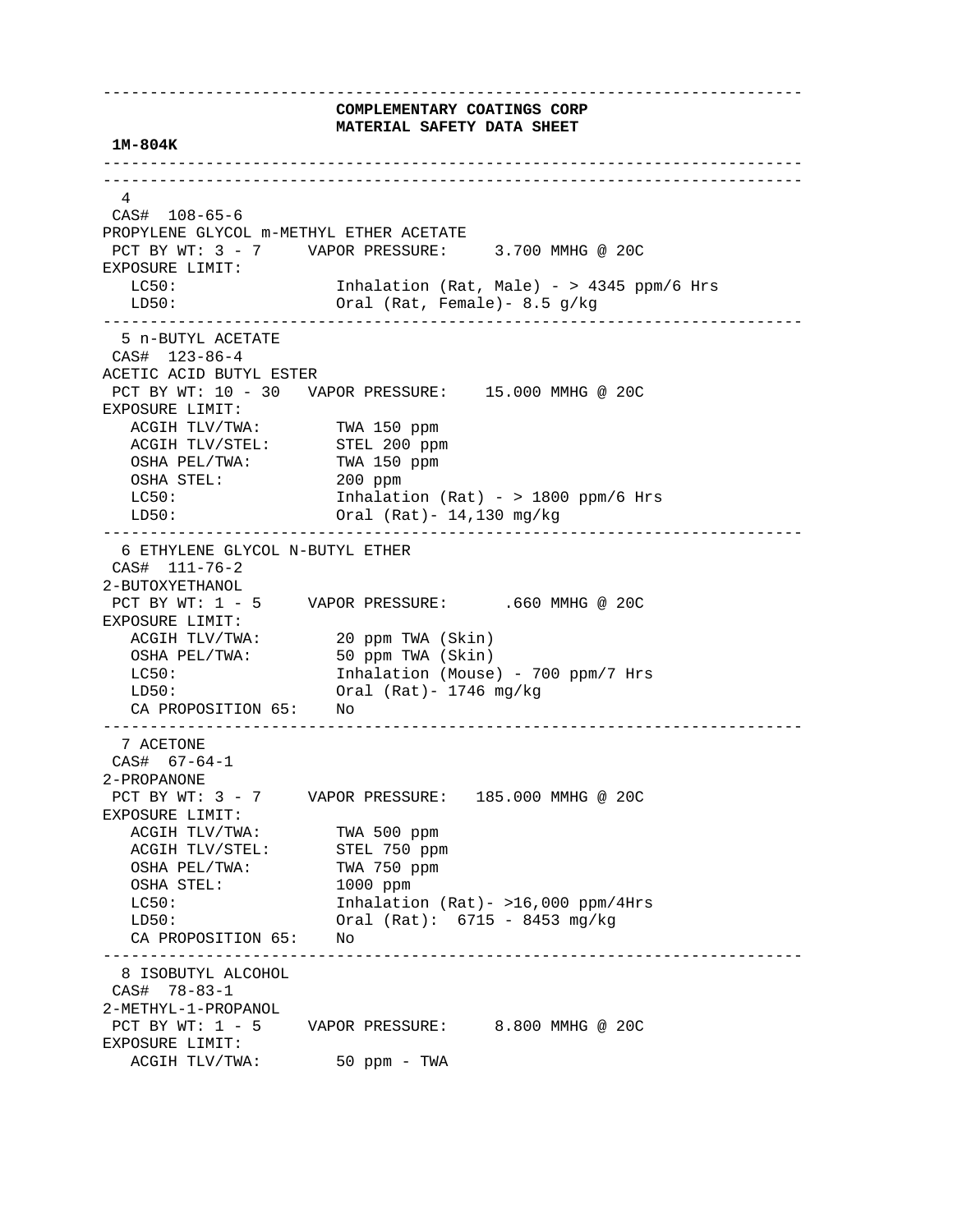**COMPLEMENTARY COATINGS CORP**
**MATERIAL SAFETY DATA SHEET**

**1M-804K**

---

4
CAS# 108-65-6
PROPYLENE GLYCOL m-METHYL ETHER ACETATE
PCT BY WT: 3 - 7     VAPOR PRESSURE:     3.700 MMHG @ 20C
EXPOSURE LIMIT:

| | |
|---|---|
| LC50: | Inhalation (Rat, Male) - > 4345 ppm/6 Hrs |
| LD50: | Oral (Rat, Female)- 8.5 g/kg |

---

5 n-BUTYL ACETATE
CAS# 123-86-4
ACETIC ACID BUTYL ESTER
PCT BY WT: 10 - 30   VAPOR PRESSURE:    15.000 MMHG @ 20C
EXPOSURE LIMIT:

| | |
|---|---|
| ACGIH TLV/TWA: | TWA 150 ppm |
| ACGIH TLV/STEL: | STEL 200 ppm |
| OSHA PEL/TWA: | TWA 150 ppm |
| OSHA STEL: | 200 ppm |
| LC50: | Inhalation (Rat) - > 1800 ppm/6 Hrs |
| LD50: | Oral (Rat)- 14,130 mg/kg |

---

6 ETHYLENE GLYCOL N-BUTYL ETHER
CAS# 111-76-2
2-BUTOXYETHANOL
PCT BY WT: 1 - 5     VAPOR PRESSURE:      .660 MMHG @ 20C
EXPOSURE LIMIT:

| | |
|---|---|
| ACGIH TLV/TWA: | 20 ppm TWA (Skin) |
| OSHA PEL/TWA: | 50 ppm TWA (Skin) |
| LC50: | Inhalation (Mouse) - 700 ppm/7 Hrs |
| LD50: | Oral (Rat)- 1746 mg/kg |
| CA PROPOSITION 65: | No |

---

7 ACETONE
CAS# 67-64-1
2-PROPANONE
PCT BY WT: 3 - 7     VAPOR PRESSURE:   185.000 MMHG @ 20C
EXPOSURE LIMIT:

| | |
|---|---|
| ACGIH TLV/TWA: | TWA 500 ppm |
| ACGIH TLV/STEL: | STEL 750 ppm |
| OSHA PEL/TWA: | TWA 750 ppm |
| OSHA STEL: | 1000 ppm |
| LC50: | Inhalation (Rat)- >16,000 ppm/4Hrs |
| LD50: | Oral (Rat):  6715 - 8453 mg/kg |
| CA PROPOSITION 65: | No |

---

8 ISOBUTYL ALCOHOL
CAS# 78-83-1
2-METHYL-1-PROPANOL
PCT BY WT: 1 - 5     VAPOR PRESSURE:     8.800 MMHG @ 20C
EXPOSURE LIMIT:

| | |
|---|---|
| ACGIH TLV/TWA: | 50 ppm - TWA |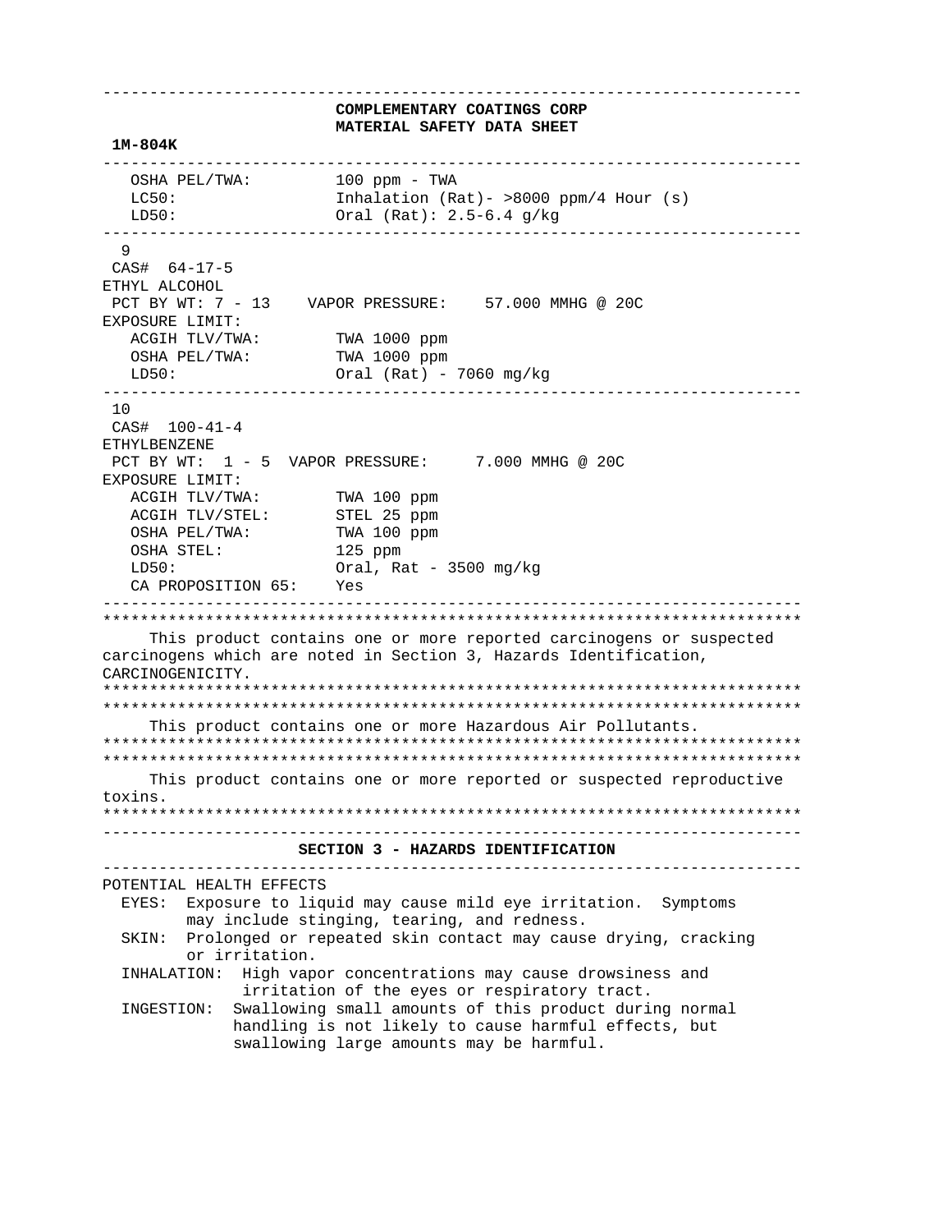**COMPLEMENTARY COATINGS CORP**
**MATERIAL SAFETY DATA SHEET**

**1M-804K**

```
   OSHA PEL/TWA:         100 ppm - TWA
   LC50:                 Inhalation (Rat)- >8000 ppm/4 Hour (s)
   LD50:                 Oral (Rat): 2.5-6.4 g/kg
```

---

```
 9
 CAS#  64-17-5
ETHYL ALCOHOL
 PCT BY WT: 7 - 13    VAPOR PRESSURE:    57.000 MMHG @ 20C
EXPOSURE LIMIT:
   ACGIH TLV/TWA:        TWA 1000 ppm
   OSHA PEL/TWA:         TWA 1000 ppm
   LD50:                 Oral (Rat) - 7060 mg/kg
```

---

```
 10
 CAS#  100-41-4
ETHYLBENZENE
 PCT BY WT:  1 - 5  VAPOR PRESSURE:     7.000 MMHG @ 20C
EXPOSURE LIMIT:
   ACGIH TLV/TWA:        TWA 100 ppm
   ACGIH TLV/STEL:       STEL 25 ppm
   OSHA PEL/TWA:         TWA 100 ppm
   OSHA STEL:            125 ppm
   LD50:                 Oral, Rat - 3500 mg/kg
   CA PROPOSITION 65:    Yes
```

---

This product contains one or more reported carcinogens or suspected carcinogens which are noted in Section 3, Hazards Identification, CARCINOGENICITY.

This product contains one or more Hazardous Air Pollutants.

This product contains one or more reported or suspected reproductive toxins.

## SECTION 3 - HAZARDS IDENTIFICATION

POTENTIAL HEALTH EFFECTS

- EYES: Exposure to liquid may cause mild eye irritation. Symptoms may include stinging, tearing, and redness.
- SKIN: Prolonged or repeated skin contact may cause drying, cracking or irritation.
- INHALATION: High vapor concentrations may cause drowsiness and irritation of the eyes or respiratory tract.
- INGESTION: Swallowing small amounts of this product during normal handling is not likely to cause harmful effects, but swallowing large amounts may be harmful.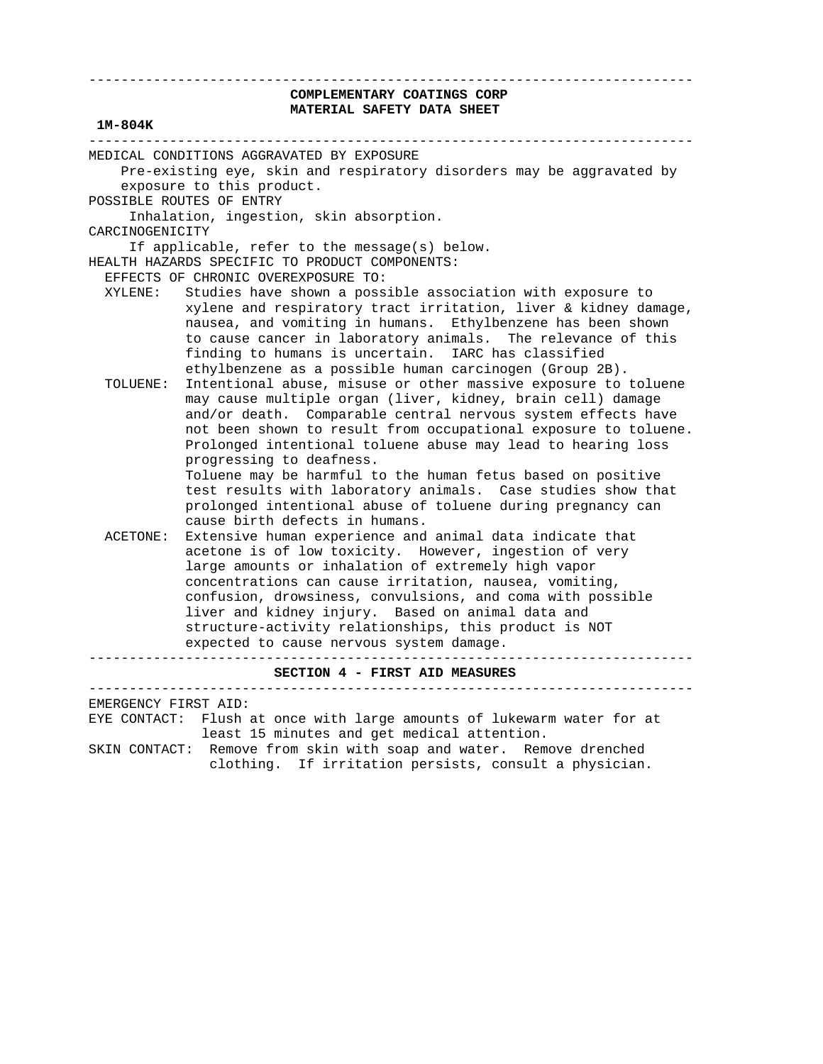**COMPLEMENTARY COATINGS CORP**
**MATERIAL SAFETY DATA SHEET**

**1M-804K**

---

MEDICAL CONDITIONS AGGRAVATED BY EXPOSURE
Pre-existing eye, skin and respiratory disorders may be aggravated by exposure to this product.

POSSIBLE ROUTES OF ENTRY
Inhalation, ingestion, skin absorption.

CARCINOGENICITY
If applicable, refer to the message(s) below.

HEALTH HAZARDS SPECIFIC TO PRODUCT COMPONENTS:
EFFECTS OF CHRONIC OVEREXPOSURE TO:

XYLENE: Studies have shown a possible association with exposure to xylene and respiratory tract irritation, liver & kidney damage, nausea, and vomiting in humans. Ethylbenzene has been shown to cause cancer in laboratory animals. The relevance of this finding to humans is uncertain. IARC has classified ethylbenzene as a possible human carcinogen (Group 2B).

TOLUENE: Intentional abuse, misuse or other massive exposure to toluene may cause multiple organ (liver, kidney, brain cell) damage and/or death. Comparable central nervous system effects have not been shown to result from occupational exposure to toluene. Prolonged intentional toluene abuse may lead to hearing loss progressing to deafness.
Toluene may be harmful to the human fetus based on positive test results with laboratory animals. Case studies show that prolonged intentional abuse of toluene during pregnancy can cause birth defects in humans.

ACETONE: Extensive human experience and animal data indicate that acetone is of low toxicity. However, ingestion of very large amounts or inhalation of extremely high vapor concentrations can cause irritation, nausea, vomiting, confusion, drowsiness, convulsions, and coma with possible liver and kidney injury. Based on animal data and structure-activity relationships, this product is NOT expected to cause nervous system damage.

---

## SECTION 4 - FIRST AID MEASURES

---

EMERGENCY FIRST AID:

EYE CONTACT: Flush at once with large amounts of lukewarm water for at least 15 minutes and get medical attention.

SKIN CONTACT: Remove from skin with soap and water. Remove drenched clothing. If irritation persists, consult a physician.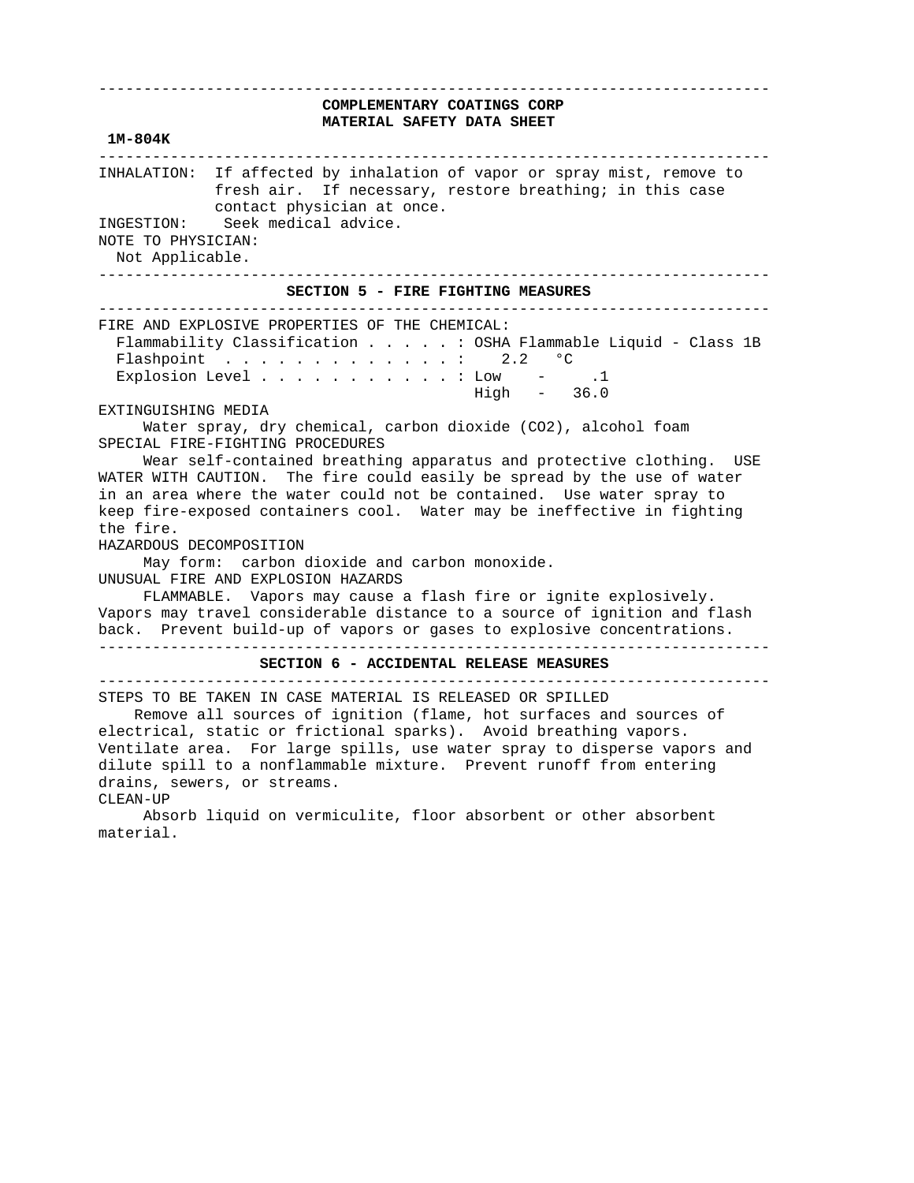**COMPLEMENTARY COATINGS CORP**
**MATERIAL SAFETY DATA SHEET**

**1M-804K**

INHALATION: If affected by inhalation of vapor or spray mist, remove to fresh air. If necessary, restore breathing; in this case contact physician at once.

INGESTION: Seek medical advice.

NOTE TO PHYSICIAN:
Not Applicable.

## SECTION 5 - FIRE FIGHTING MEASURES

FIRE AND EXPLOSIVE PROPERTIES OF THE CHEMICAL:

Flammability Classification . . . . . : OSHA Flammable Liquid - Class 1B
Flashpoint . . . . . . . . . . . . . : 2.2 °C
Explosion Level . . . . . . . . . . . : Low - .1
High - 36.0

EXTINGUISHING MEDIA

Water spray, dry chemical, carbon dioxide ($CO_2$), alcohol foam

SPECIAL FIRE-FIGHTING PROCEDURES

Wear self-contained breathing apparatus and protective clothing. USE WATER WITH CAUTION. The fire could easily be spread by the use of water in an area where the water could not be contained. Use water spray to keep fire-exposed containers cool. Water may be ineffective in fighting the fire.

HAZARDOUS DECOMPOSITION

May form: carbon dioxide and carbon monoxide.

UNUSUAL FIRE AND EXPLOSION HAZARDS

FLAMMABLE. Vapors may cause a flash fire or ignite explosively. Vapors may travel considerable distance to a source of ignition and flash back. Prevent build-up of vapors or gases to explosive concentrations.

## SECTION 6 - ACCIDENTAL RELEASE MEASURES

STEPS TO BE TAKEN IN CASE MATERIAL IS RELEASED OR SPILLED

Remove all sources of ignition (flame, hot surfaces and sources of electrical, static or frictional sparks). Avoid breathing vapors. Ventilate area. For large spills, use water spray to disperse vapors and dilute spill to a nonflammable mixture. Prevent runoff from entering drains, sewers, or streams.

CLEAN-UP

Absorb liquid on vermiculite, floor absorbent or other absorbent material.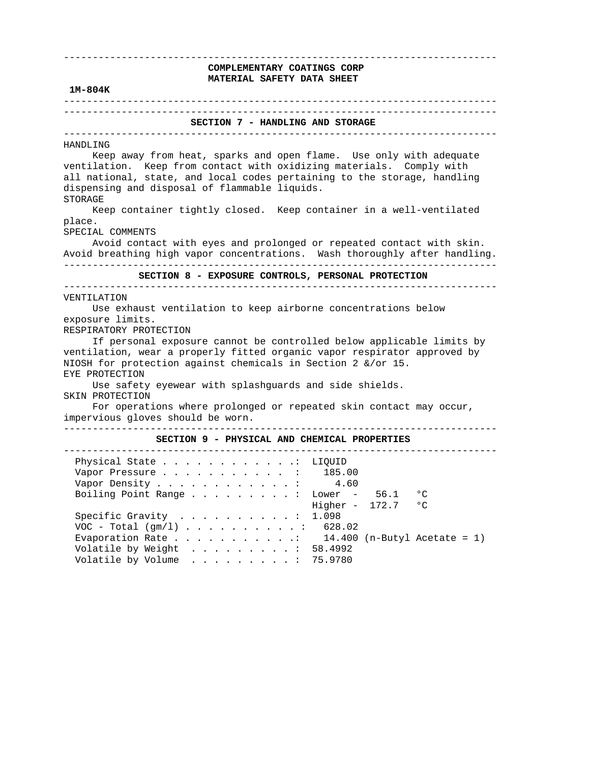**COMPLEMENTARY COATINGS CORP**
**MATERIAL SAFETY DATA SHEET**

**1M-804K**

## SECTION 7 - HANDLING AND STORAGE

HANDLING

Keep away from heat, sparks and open flame. Use only with adequate ventilation. Keep from contact with oxidizing materials. Comply with all national, state, and local codes pertaining to the storage, handling dispensing and disposal of flammable liquids.

STORAGE

Keep container tightly closed. Keep container in a well-ventilated place.

SPECIAL COMMENTS

Avoid contact with eyes and prolonged or repeated contact with skin. Avoid breathing high vapor concentrations. Wash thoroughly after handling.

## SECTION 8 - EXPOSURE CONTROLS, PERSONAL PROTECTION

VENTILATION

Use exhaust ventilation to keep airborne concentrations below exposure limits.

RESPIRATORY PROTECTION

If personal exposure cannot be controlled below applicable limits by ventilation, wear a properly fitted organic vapor respirator approved by NIOSH for protection against chemicals in Section 2 &/or 15.

EYE PROTECTION

Use safety eyewear with splashguards and side shields.

SKIN PROTECTION

For operations where prolonged or repeated skin contact may occur, impervious gloves should be worn.

## SECTION 9 - PHYSICAL AND CHEMICAL PROPERTIES

| Property | Value |
|---|---|
| Physical State | LIQUID |
| Vapor Pressure | 185.00 |
| Vapor Density | 4.60 |
| Boiling Point Range | Lower - 56.1 °C |
| | Higher - 172.7 °C |
| Specific Gravity | 1.098 |
| VOC - Total (gm/l) | 628.02 |
| Evaporation Rate | 14.400 (n-Butyl Acetate = 1) |
| Volatile by Weight | 58.4992 |
| Volatile by Volume | 75.9780 |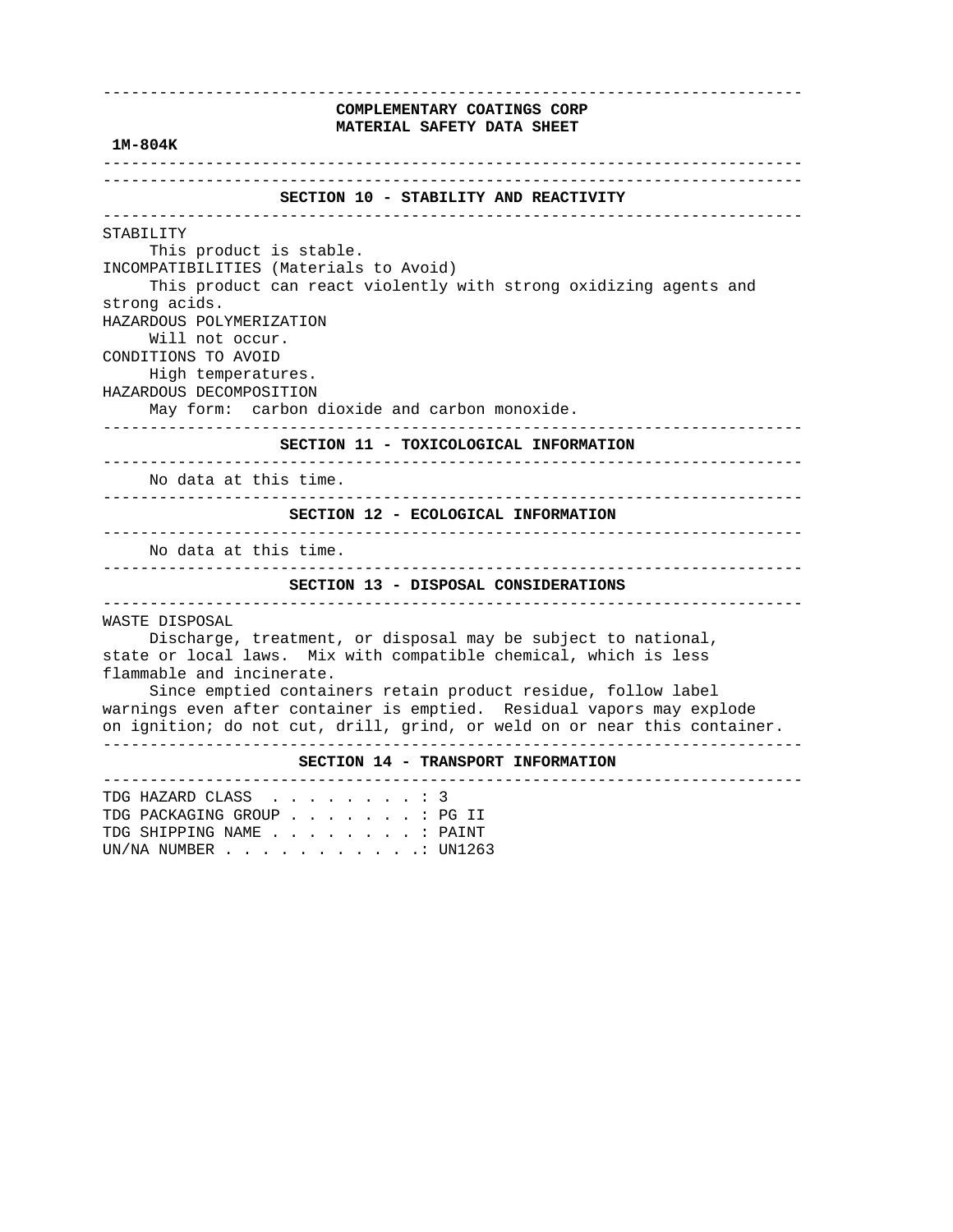**COMPLEMENTARY COATINGS CORP**
**MATERIAL SAFETY DATA SHEET**

**1M-804K**

## SECTION 10 - STABILITY AND REACTIVITY

STABILITY
    This product is stable.
INCOMPATIBILITIES (Materials to Avoid)
    This product can react violently with strong oxidizing agents and strong acids.
HAZARDOUS POLYMERIZATION
    Will not occur.
CONDITIONS TO AVOID
    High temperatures.
HAZARDOUS DECOMPOSITION
    May form: carbon dioxide and carbon monoxide.

## SECTION 11 - TOXICOLOGICAL INFORMATION

No data at this time.

## SECTION 12 - ECOLOGICAL INFORMATION

No data at this time.

## SECTION 13 - DISPOSAL CONSIDERATIONS

WASTE DISPOSAL
    Discharge, treatment, or disposal may be subject to national, state or local laws. Mix with compatible chemical, which is less flammable and incinerate.
    Since emptied containers retain product residue, follow label warnings even after container is emptied. Residual vapors may explode on ignition; do not cut, drill, grind, or weld on or near this container.

## SECTION 14 - TRANSPORT INFORMATION

TDG HAZARD CLASS . . . . . . . . . : 3
TDG PACKAGING GROUP . . . . . . . : PG II
TDG SHIPPING NAME . . . . . . . . : PAINT
UN/NA NUMBER . . . . . . . . . . .: UN1263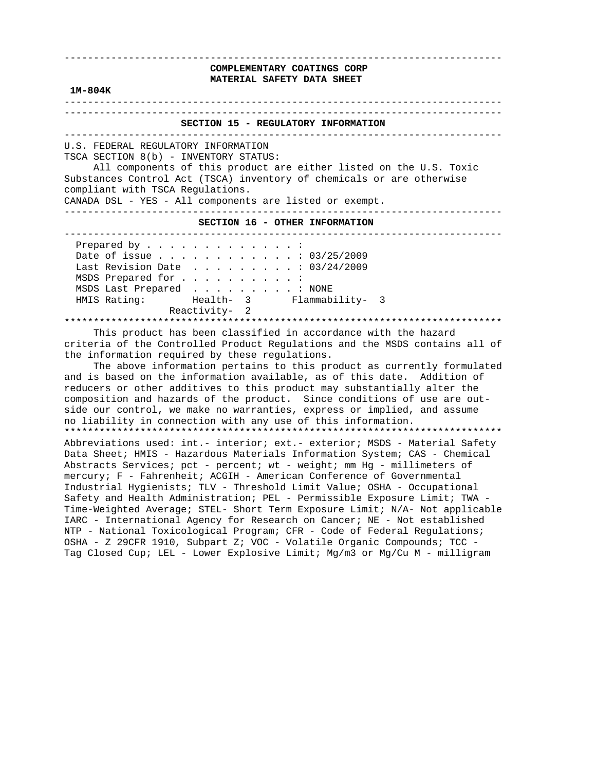**COMPLEMENTARY COATINGS CORP**
**MATERIAL SAFETY DATA SHEET**

**1M-804K**

## SECTION 15 - REGULATORY INFORMATION

U.S. FEDERAL REGULATORY INFORMATION
TSCA SECTION 8(b) - INVENTORY STATUS:
All components of this product are either listed on the U.S. Toxic Substances Control Act (TSCA) inventory of chemicals or are otherwise compliant with TSCA Regulations.
CANADA DSL - YES - All components are listed or exempt.

## SECTION 16 - OTHER INFORMATION

Prepared by . . . . . . . . . . . . . :
Date of issue . . . . . . . . . . . . : 03/25/2009
Last Revision Date . . . . . . . . . : 03/24/2009
MSDS Prepared for . . . . . . . . . . :
MSDS Last Prepared . . . . . . . . . : NONE
HMIS Rating: Health- 3 Flammability- 3
Reactivity- 2

This product has been classified in accordance with the hazard criteria of the Controlled Product Regulations and the MSDS contains all of the information required by these regulations.

The above information pertains to this product as currently formulated and is based on the information available, as of this date. Addition of reducers or other additives to this product may substantially alter the composition and hazards of the product. Since conditions of use are outside our control, we make no warranties, express or implied, and assume no liability in connection with any use of this information.

Abbreviations used: int.- interior; ext.- exterior; MSDS - Material Safety Data Sheet; HMIS - Hazardous Materials Information System; CAS - Chemical Abstracts Services; pct - percent; wt - weight; mm Hg - millimeters of mercury; F - Fahrenheit; ACGIH - American Conference of Governmental Industrial Hygienists; TLV - Threshold Limit Value; OSHA - Occupational Safety and Health Administration; PEL - Permissible Exposure Limit; TWA - Time-Weighted Average; STEL- Short Term Exposure Limit; N/A- Not applicable IARC - International Agency for Research on Cancer; NE - Not established NTP - National Toxicological Program; CFR - Code of Federal Regulations; OSHA - Z 29CFR 1910, Subpart Z; VOC - Volatile Organic Compounds; TCC - Tag Closed Cup; LEL - Lower Explosive Limit; Mg/m3 or Mg/Cu M - milligram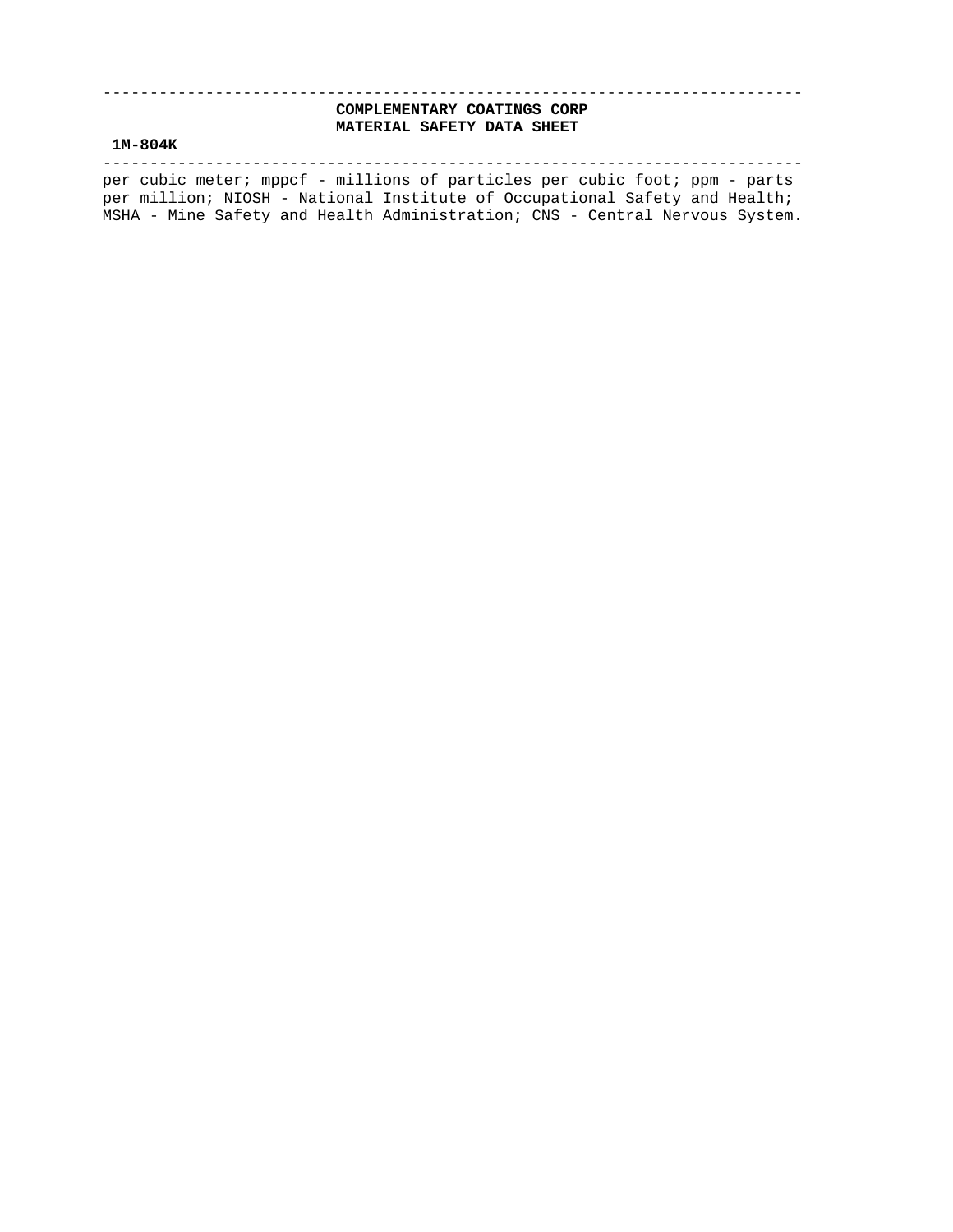per cubic meter; mppcf - millions of particles per cubic foot; ppm - parts per million; NIOSH - National Institute of Occupational Safety and Health; MSHA - Mine Safety and Health Administration; CNS - Central Nervous System.